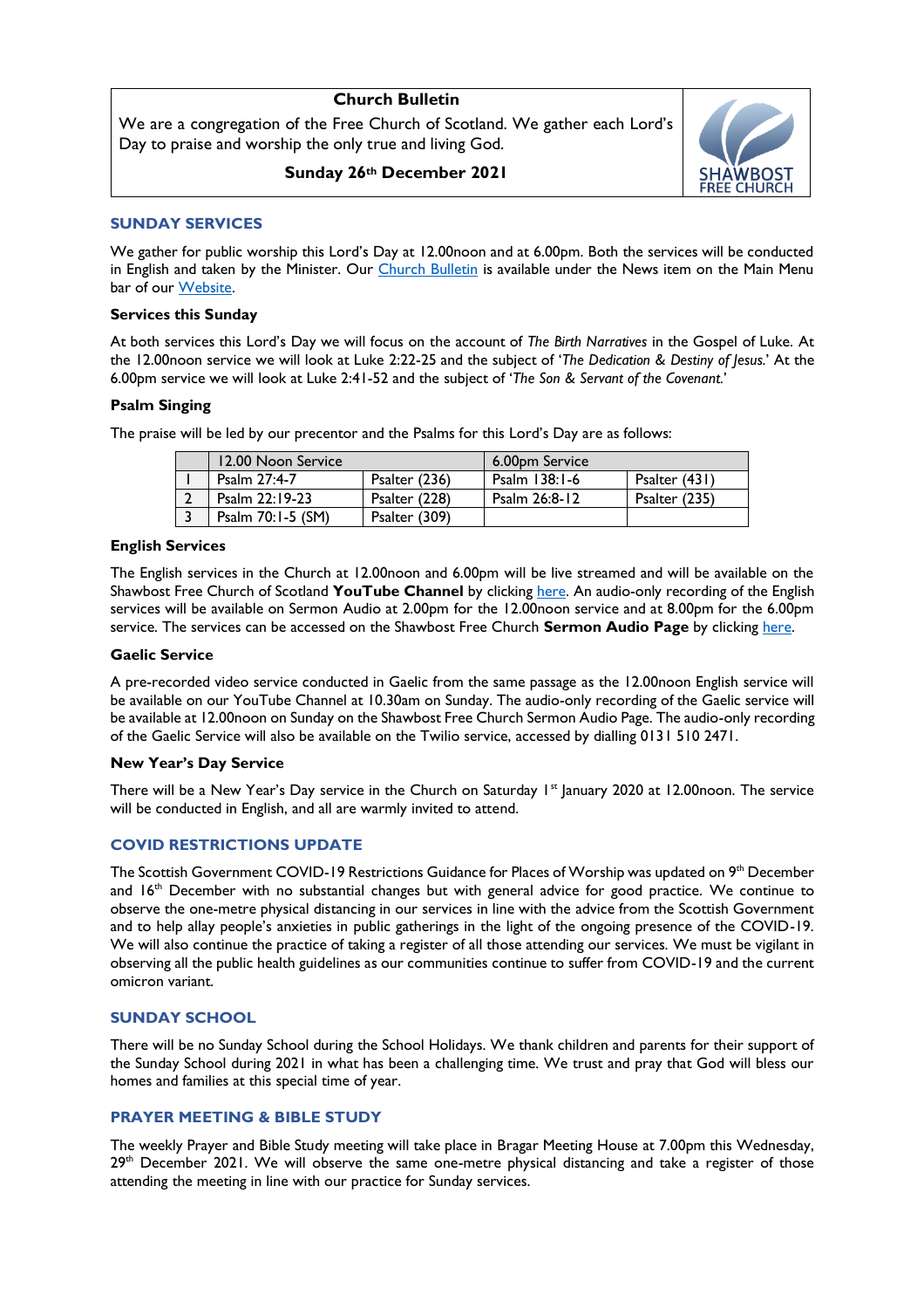# Church Bulletin

We are a congregation of the Free Church of Scotland. We gather each Lord's Day to praise and worship the only true and living God.

**Sunday 26th December 2021**

SHAWBOST FREE CHURCH

## SUNDAY SERVICES

We gather for public worship this Lord's Day at 12.00noon and at 6.00pm. Both the services will be conducted in English and taken by the Minister. Our Church Bulletin is available under the News item on the Main Menu bar of our Website.

### Services this Sunday

At both services this Lord's Day we will focus on the account of *The Birth Narratives* in the Gospel of Luke. At the 12.00noon service we will look at Luke 2:22-25 and the subject of '*The Dedication & Destiny of Jesus*.' At the 6.00pm service we will look at Luke 2:41-52 and the subject of '*The Son & Servant of the Covenant*.'

### Psalm Singing

The praise will be led by our precentor and the Psalms for this Lord's Day are as follows:

| | 12.00 Noon Service | | 6.00pm Service | |
|---|---|---|---|---|
| 1 | Psalm 27:4-7 | Psalter (236) | Psalm 138:1-6 | Psalter (431) |
| 2 | Psalm 22:19-23 | Psalter (228) | Psalm 26:8-12 | Psalter (235) |
| 3 | Psalm 70:1-5 (SM) | Psalter (309) | | |

### English Services

The English services in the Church at 12.00noon and 6.00pm will be live streamed and will be available on the Shawbost Free Church of Scotland **YouTube Channel** by clicking here. An audio-only recording of the English services will be available on Sermon Audio at 2.00pm for the 12.00noon service and at 8.00pm for the 6.00pm service. The services can be accessed on the Shawbost Free Church **Sermon Audio Page** by clicking here.

### Gaelic Service

A pre-recorded video service conducted in Gaelic from the same passage as the 12.00noon English service will be available on our YouTube Channel at 10.30am on Sunday. The audio-only recording of the Gaelic service will be available at 12.00noon on Sunday on the Shawbost Free Church Sermon Audio Page. The audio-only recording of the Gaelic Service will also be available on the Twilio service, accessed by dialling 0131 510 2471.

### New Year's Day Service

There will be a New Year's Day service in the Church on Saturday 1st January 2020 at 12.00noon. The service will be conducted in English, and all are warmly invited to attend.

## COVID RESTRICTIONS UPDATE

The Scottish Government COVID-19 Restrictions Guidance for Places of Worship was updated on 9th December and 16th December with no substantial changes but with general advice for good practice. We continue to observe the one-metre physical distancing in our services in line with the advice from the Scottish Government and to help allay people's anxieties in public gatherings in the light of the ongoing presence of the COVID-19. We will also continue the practice of taking a register of all those attending our services. We must be vigilant in observing all the public health guidelines as our communities continue to suffer from COVID-19 and the current omicron variant.

## SUNDAY SCHOOL

There will be no Sunday School during the School Holidays. We thank children and parents for their support of the Sunday School during 2021 in what has been a challenging time. We trust and pray that God will bless our homes and families at this special time of year.

## PRAYER MEETING & BIBLE STUDY

The weekly Prayer and Bible Study meeting will take place in Bragar Meeting House at 7.00pm this Wednesday, 29th December 2021. We will observe the same one-metre physical distancing and take a register of those attending the meeting in line with our practice for Sunday services.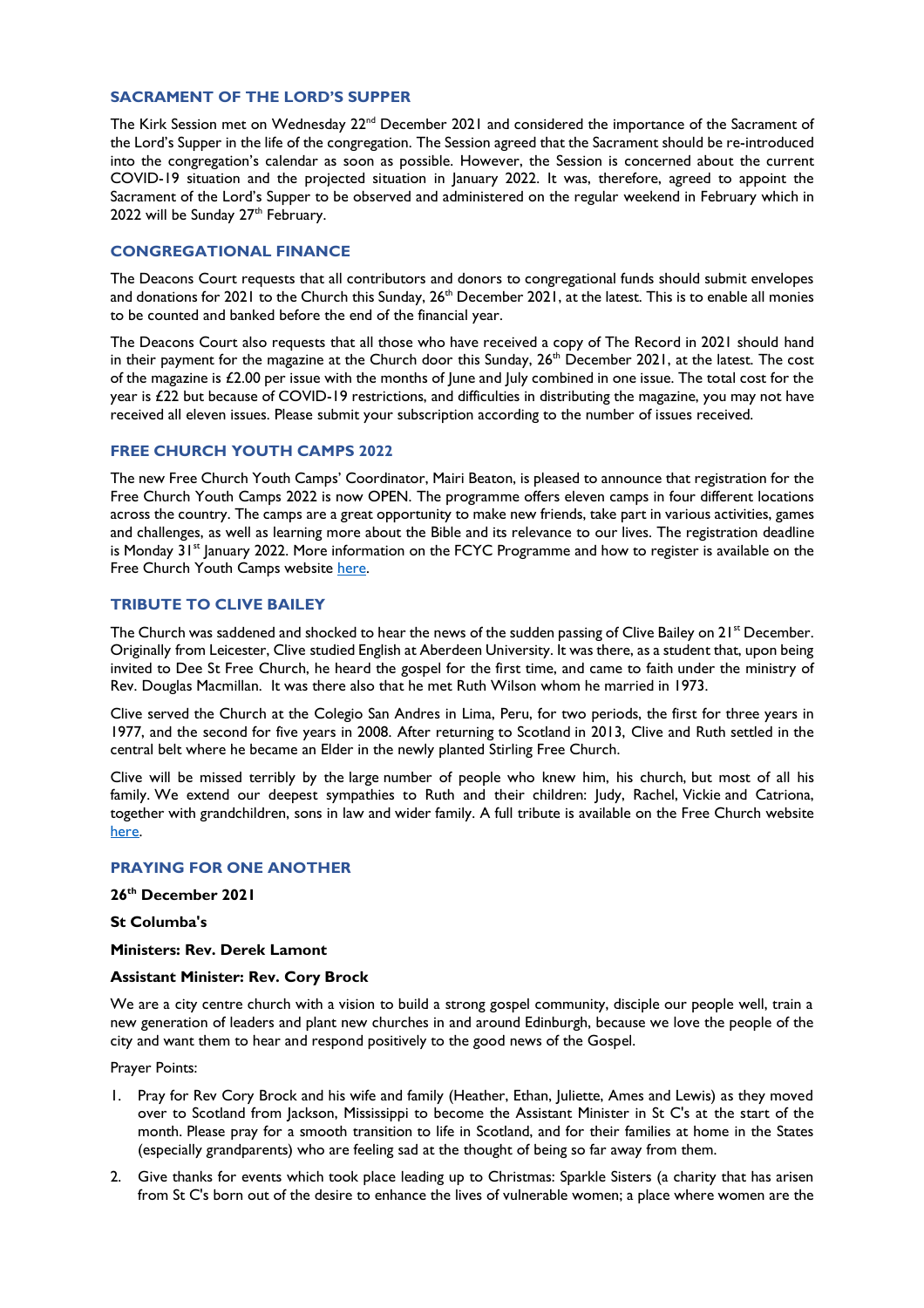## SACRAMENT OF THE LORD'S SUPPER

The Kirk Session met on Wednesday 22nd December 2021 and considered the importance of the Sacrament of the Lord's Supper in the life of the congregation. The Session agreed that the Sacrament should be re-introduced into the congregation's calendar as soon as possible. However, the Session is concerned about the current COVID-19 situation and the projected situation in January 2022. It was, therefore, agreed to appoint the Sacrament of the Lord's Supper to be observed and administered on the regular weekend in February which in 2022 will be Sunday 27th February.

## CONGREGATIONAL FINANCE

The Deacons Court requests that all contributors and donors to congregational funds should submit envelopes and donations for 2021 to the Church this Sunday, 26th December 2021, at the latest. This is to enable all monies to be counted and banked before the end of the financial year.

The Deacons Court also requests that all those who have received a copy of The Record in 2021 should hand in their payment for the magazine at the Church door this Sunday, 26th December 2021, at the latest. The cost of the magazine is £2.00 per issue with the months of June and July combined in one issue. The total cost for the year is £22 but because of COVID-19 restrictions, and difficulties in distributing the magazine, you may not have received all eleven issues. Please submit your subscription according to the number of issues received.

## FREE CHURCH YOUTH CAMPS 2022

The new Free Church Youth Camps' Coordinator, Mairi Beaton, is pleased to announce that registration for the Free Church Youth Camps 2022 is now OPEN. The programme offers eleven camps in four different locations across the country. The camps are a great opportunity to make new friends, take part in various activities, games and challenges, as well as learning more about the Bible and its relevance to our lives. The registration deadline is Monday 31st January 2022. More information on the FCYC Programme and how to register is available on the Free Church Youth Camps website here.

## TRIBUTE TO CLIVE BAILEY

The Church was saddened and shocked to hear the news of the sudden passing of Clive Bailey on 21st December. Originally from Leicester, Clive studied English at Aberdeen University. It was there, as a student that, upon being invited to Dee St Free Church, he heard the gospel for the first time, and came to faith under the ministry of Rev. Douglas Macmillan. It was there also that he met Ruth Wilson whom he married in 1973.

Clive served the Church at the Colegio San Andres in Lima, Peru, for two periods, the first for three years in 1977, and the second for five years in 2008. After returning to Scotland in 2013, Clive and Ruth settled in the central belt where he became an Elder in the newly planted Stirling Free Church.

Clive will be missed terribly by the large number of people who knew him, his church, but most of all his family. We extend our deepest sympathies to Ruth and their children: Judy, Rachel, Vickie and Catriona, together with grandchildren, sons in law and wider family. A full tribute is available on the Free Church website here.

## PRAYING FOR ONE ANOTHER

**26th December 2021**

**St Columba's**

**Ministers: Rev. Derek Lamont**

**Assistant Minister: Rev. Cory Brock**

We are a city centre church with a vision to build a strong gospel community, disciple our people well, train a new generation of leaders and plant new churches in and around Edinburgh, because we love the people of the city and want them to hear and respond positively to the good news of the Gospel.

Prayer Points:

1. Pray for Rev Cory Brock and his wife and family (Heather, Ethan, Juliette, Ames and Lewis) as they moved over to Scotland from Jackson, Mississippi to become the Assistant Minister in St C's at the start of the month. Please pray for a smooth transition to life in Scotland, and for their families at home in the States (especially grandparents) who are feeling sad at the thought of being so far away from them.
2. Give thanks for events which took place leading up to Christmas: Sparkle Sisters (a charity that has arisen from St C's born out of the desire to enhance the lives of vulnerable women; a place where women are the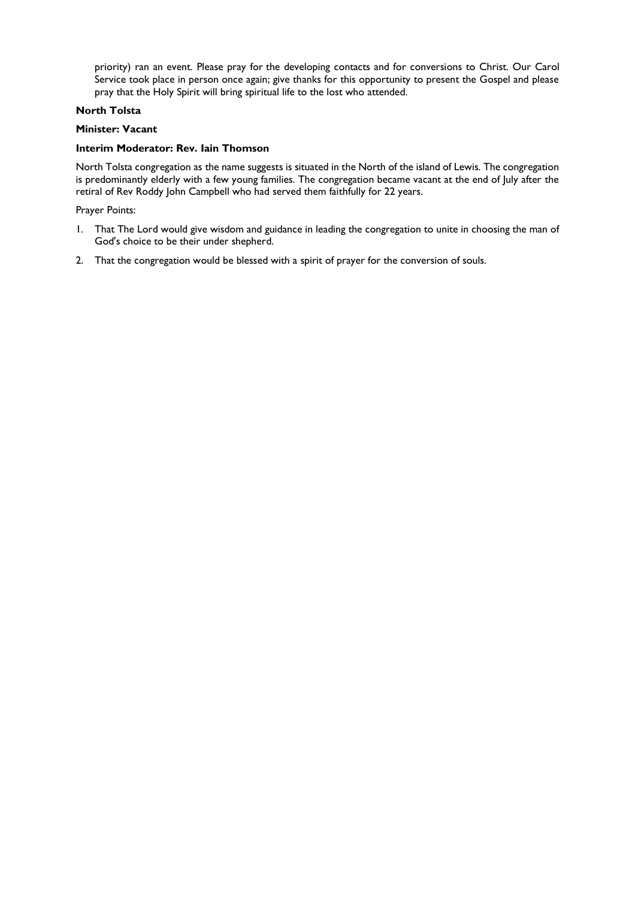priority) ran an event. Please pray for the developing contacts and for conversions to Christ. Our Carol Service took place in person once again; give thanks for this opportunity to present the Gospel and please pray that the Holy Spirit will bring spiritual life to the lost who attended.

**North Tolsta**

**Minister: Vacant**

**Interim Moderator: Rev. Iain Thomson**

North Tolsta congregation as the name suggests is situated in the North of the island of Lewis. The congregation is predominantly elderly with a few young families. The congregation became vacant at the end of July after the retiral of Rev Roddy John Campbell who had served them faithfully for 22 years.

Prayer Points:

1. That The Lord would give wisdom and guidance in leading the congregation to unite in choosing the man of God's choice to be their under shepherd.
2. That the congregation would be blessed with a spirit of prayer for the conversion of souls.